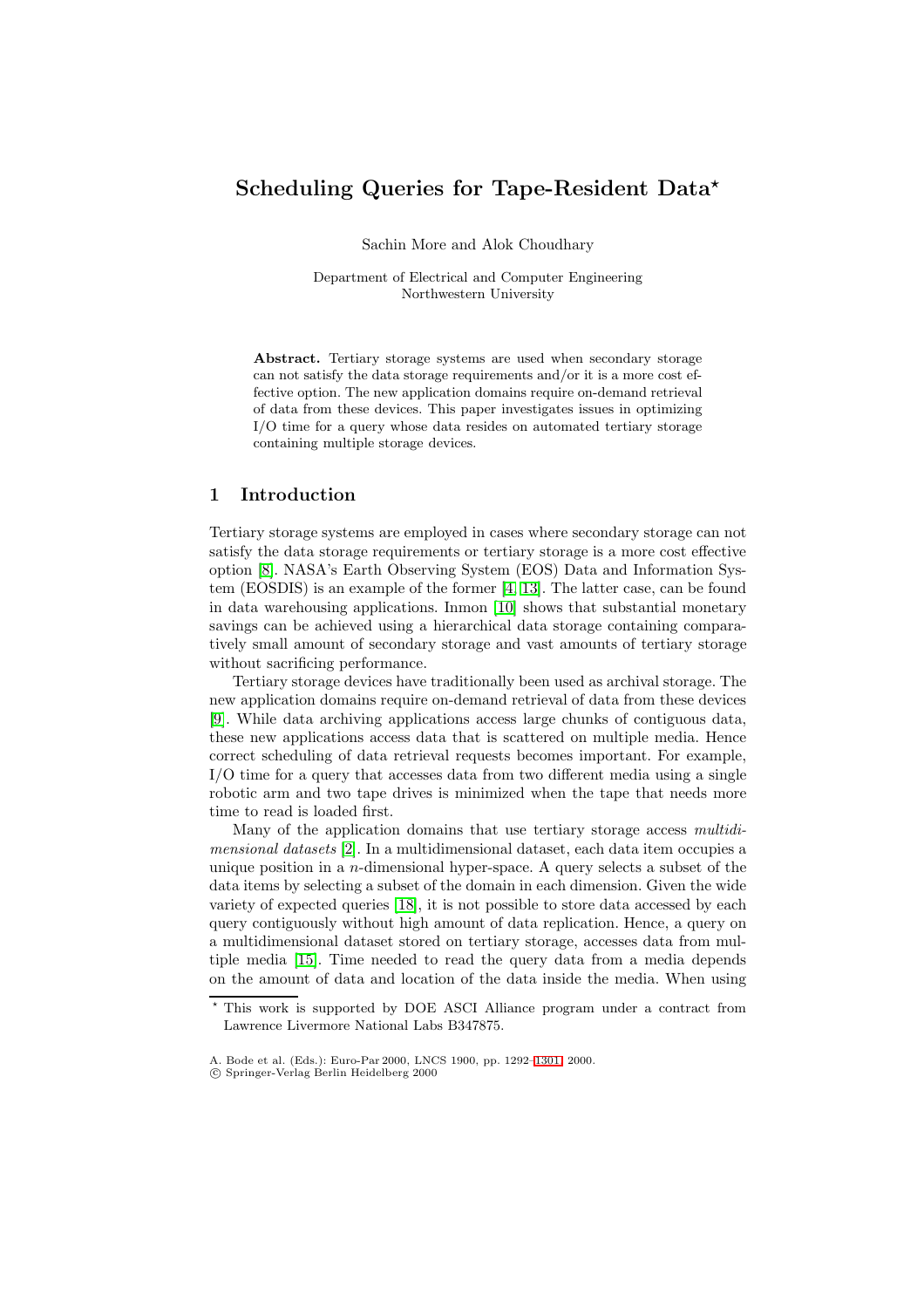# Scheduling Queries for Tape-Resident Data*

Sachin More and Alok Choudhary

Department of Electrical and Computer Engineering
Northwestern University

**Abstract.** Tertiary storage systems are used when secondary storage can not satisfy the data storage requirements and/or it is a more cost effective option. The new application domains require on-demand retrieval of data from these devices. This paper investigates issues in optimizing I/O time for a query whose data resides on automated tertiary storage containing multiple storage devices.

## 1 Introduction

Tertiary storage systems are employed in cases where secondary storage can not satisfy the data storage requirements or tertiary storage is a more cost effective option [8]. NASA's Earth Observing System (EOS) Data and Information System (EOSDIS) is an example of the former [4, 13]. The latter case, can be found in data warehousing applications. Inmon [10] shows that substantial monetary savings can be achieved using a hierarchical data storage containing comparatively small amount of secondary storage and vast amounts of tertiary storage without sacrificing performance.

Tertiary storage devices have traditionally been used as archival storage. The new application domains require on-demand retrieval of data from these devices [9]. While data archiving applications access large chunks of contiguous data, these new applications access data that is scattered on multiple media. Hence correct scheduling of data retrieval requests becomes important. For example, I/O time for a query that accesses data from two different media using a single robotic arm and two tape drives is minimized when the tape that needs more time to read is loaded first.

Many of the application domains that use tertiary storage access *multidimensional datasets* [2]. In a multidimensional dataset, each data item occupies a unique position in a $n$-dimensional hyper-space. A query selects a subset of the data items by selecting a subset of the domain in each dimension. Given the wide variety of expected queries [18], it is not possible to store data accessed by each query contiguously without high amount of data replication. Hence, a query on a multidimensional dataset stored on tertiary storage, accesses data from multiple media [15]. Time needed to read the query data from a media depends on the amount of data and location of the data inside the media. When using

* This work is supported by DOE ASCI Alliance program under a contract from Lawrence Livermore National Labs B347875.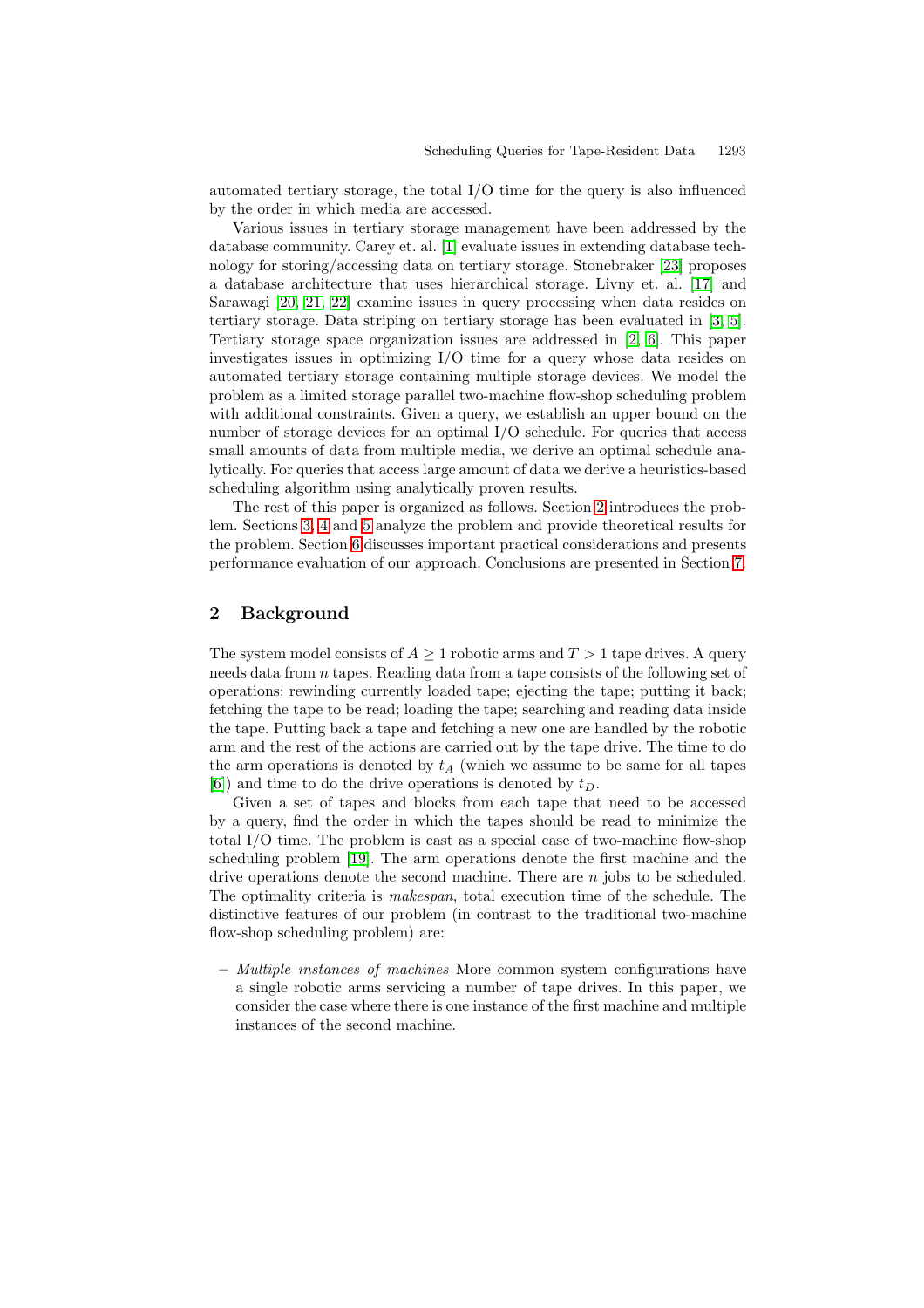automated tertiary storage, the total I/O time for the query is also influenced by the order in which media are accessed.

Various issues in tertiary storage management have been addressed by the database community. Carey et. al. [1] evaluate issues in extending database technology for storing/accessing data on tertiary storage. Stonebraker [23] proposes a database architecture that uses hierarchical storage. Livny et. al. [17] and Sarawagi [20, 21, 22] examine issues in query processing when data resides on tertiary storage. Data striping on tertiary storage has been evaluated in [3, 5]. Tertiary storage space organization issues are addressed in [2, 6]. This paper investigates issues in optimizing I/O time for a query whose data resides on automated tertiary storage containing multiple storage devices. We model the problem as a limited storage parallel two-machine flow-shop scheduling problem with additional constraints. Given a query, we establish an upper bound on the number of storage devices for an optimal I/O schedule. For queries that access small amounts of data from multiple media, we derive an optimal schedule analytically. For queries that access large amount of data we derive a heuristics-based scheduling algorithm using analytically proven results.

The rest of this paper is organized as follows. Section 2 introduces the problem. Sections 3, 4 and 5 analyze the problem and provide theoretical results for the problem. Section 6 discusses important practical considerations and presents performance evaluation of our approach. Conclusions are presented in Section 7.

## 2 Background

The system model consists of $A \geq 1$ robotic arms and $T > 1$ tape drives. A query needs data from $n$ tapes. Reading data from a tape consists of the following set of operations: rewinding currently loaded tape; ejecting the tape; putting it back; fetching the tape to be read; loading the tape; searching and reading data inside the tape. Putting back a tape and fetching a new one are handled by the robotic arm and the rest of the actions are carried out by the tape drive. The time to do the arm operations is denoted by $t_A$ (which we assume to be same for all tapes [6]) and time to do the drive operations is denoted by $t_D$.

Given a set of tapes and blocks from each tape that need to be accessed by a query, find the order in which the tapes should be read to minimize the total I/O time. The problem is cast as a special case of two-machine flow-shop scheduling problem [19]. The arm operations denote the first machine and the drive operations denote the second machine. There are $n$ jobs to be scheduled. The optimality criteria is *makespan*, total execution time of the schedule. The distinctive features of our problem (in contrast to the traditional two-machine flow-shop scheduling problem) are:

– *Multiple instances of machines* More common system configurations have a single robotic arms servicing a number of tape drives. In this paper, we consider the case where there is one instance of the first machine and multiple instances of the second machine.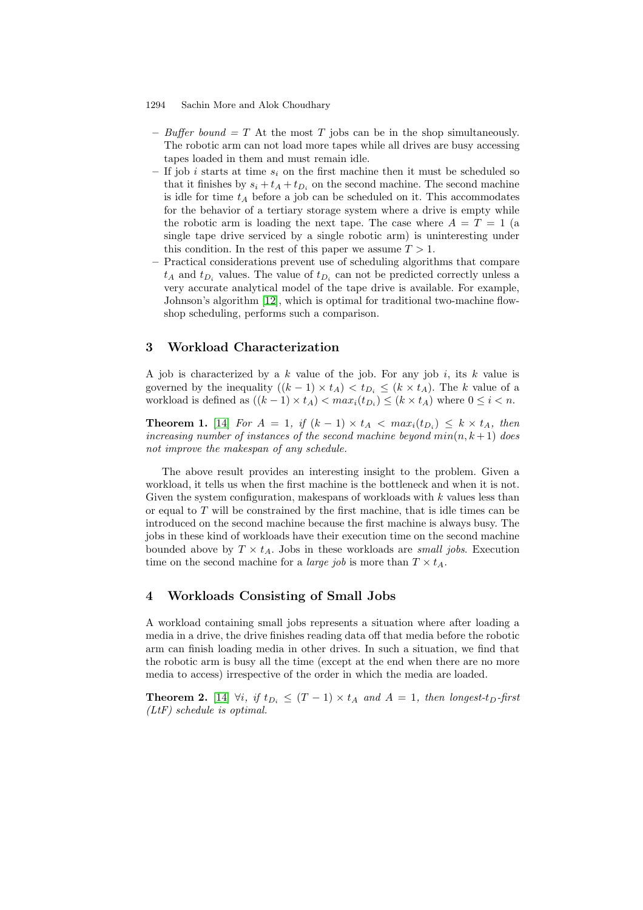- *Buffer bound* $= T$ At the most $T$ jobs can be in the shop simultaneously. The robotic arm can not load more tapes while all drives are busy accessing tapes loaded in them and must remain idle.
- If job $i$ starts at time $s_i$ on the first machine then it must be scheduled so that it finishes by $s_i + t_A + t_{D_i}$ on the second machine. The second machine is idle for time $t_A$ before a job can be scheduled on it. This accommodates for the behavior of a tertiary storage system where a drive is empty while the robotic arm is loading the next tape. The case where $A = T = 1$ (a single tape drive serviced by a single robotic arm) is uninteresting under this condition. In the rest of this paper we assume $T > 1$.
- Practical considerations prevent use of scheduling algorithms that compare $t_A$ and $t_{D_i}$ values. The value of $t_{D_i}$ can not be predicted correctly unless a very accurate analytical model of the tape drive is available. For example, Johnson's algorithm [12], which is optimal for traditional two-machine flow-shop scheduling, performs such a comparison.

## 3 Workload Characterization

A job is characterized by a $k$ value of the job. For any job $i$, its $k$ value is governed by the inequality $((k-1) \times t_A) < t_{D_i} \leq (k \times t_A)$. The $k$ value of a workload is defined as $((k-1) \times t_A) < max_i(t_{D_i}) \leq (k \times t_A)$ where $0 \leq i < n$.

**Theorem 1.** [14] *For $A = 1$, if $(k-1) \times t_A < max_i(t_{D_i}) \leq k \times t_A$, then increasing number of instances of the second machine beyond $min(n, k+1)$ does not improve the makespan of any schedule.*

The above result provides an interesting insight to the problem. Given a workload, it tells us when the first machine is the bottleneck and when it is not. Given the system configuration, makespans of workloads with $k$ values less than or equal to $T$ will be constrained by the first machine, that is idle times can be introduced on the second machine because the first machine is always busy. The jobs in these kind of workloads have their execution time on the second machine bounded above by $T \times t_A$. Jobs in these workloads are *small jobs*. Execution time on the second machine for a *large job* is more than $T \times t_A$.

## 4 Workloads Consisting of Small Jobs

A workload containing small jobs represents a situation where after loading a media in a drive, the drive finishes reading data off that media before the robotic arm can finish loading media in other drives. In such a situation, we find that the robotic arm is busy all the time (except at the end when there are no more media to access) irrespective of the order in which the media are loaded.

**Theorem 2.** [14] *$\forall i$, if $t_{D_i} \leq (T-1) \times t_A$ and $A = 1$, then longest-$t_D$-first (LtF) schedule is optimal.*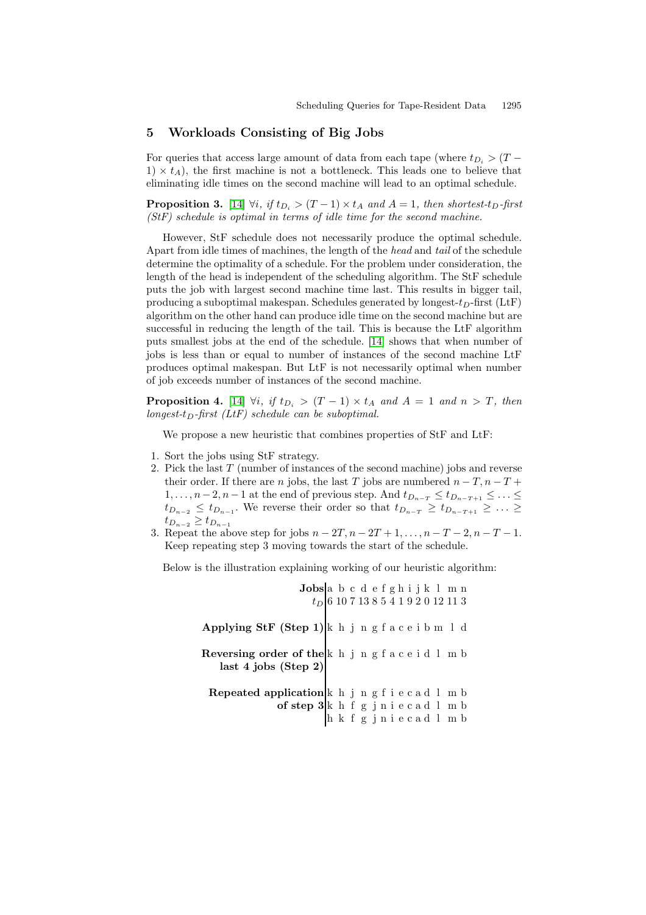## 5 Workloads Consisting of Big Jobs

For queries that access large amount of data from each tape (where $t_{D_i} > (T-1) \times t_A$), the first machine is not a bottleneck. This leads one to believe that eliminating idle times on the second machine will lead to an optimal schedule.

**Proposition 3.** [14] *$\forall i$, if $t_{D_i} > (T-1) \times t_A$ and $A = 1$, then shortest-$t_D$-first (StF) schedule is optimal in terms of idle time for the second machine.*

However, StF schedule does not necessarily produce the optimal schedule. Apart from idle times of machines, the length of the *head* and *tail* of the schedule determine the optimality of a schedule. For the problem under consideration, the length of the head is independent of the scheduling algorithm. The StF schedule puts the job with largest second machine time last. This results in bigger tail, producing a suboptimal makespan. Schedules generated by longest-$t_D$-first (LtF) algorithm on the other hand can produce idle time on the second machine but are successful in reducing the length of the tail. This is because the LtF algorithm puts smallest jobs at the end of the schedule. [14] shows that when number of jobs is less than or equal to number of instances of the second machine LtF produces optimal makespan. But LtF is not necessarily optimal when number of job exceeds number of instances of the second machine.

**Proposition 4.** [14] *$\forall i$, if $t_{D_i} > (T-1) \times t_A$ and $A = 1$ and $n > T$, then longest-$t_D$-first (LtF) schedule can be suboptimal.*

We propose a new heuristic that combines properties of StF and LtF:

1. Sort the jobs using StF strategy.
2. Pick the last $T$ (number of instances of the second machine) jobs and reverse their order. If there are $n$ jobs, the last $T$ jobs are numbered $n-T, n-T+1, \ldots, n-2, n-1$ at the end of previous step. And $t_{D_{n-T}} \leq t_{D_{n-T+1}} \leq \ldots \leq t_{D_{n-2}} \leq t_{D_{n-1}}$. We reverse their order so that $t_{D_{n-T}} \geq t_{D_{n-T+1}} \geq \ldots \geq t_{D_{n-2}} \geq t_{D_{n-1}}$
3. Repeat the above step for jobs $n-2T, n-2T+1, \ldots, n-T-2, n-T-1$. Keep repeating step 3 moving towards the start of the schedule.

Below is the illustration explaining working of our heuristic algorithm:

| **Jobs** | a b c d e f g h i j k l m n |
|---|---|
| $t_D$ | 6 10 7 13 8 5 4 1 9 2 0 12 11 3 |
| **Applying StF (Step 1)** | k h j n g f a c e i b m l d |
| **Reversing order of the last 4 jobs (Step 2)** | k h j n g f a c e i d l m b |
| **Repeated application of step 3** | k h j n g f i e c a d l m b |
| | k h f g j n i e c a d l m b |
| | h k f g j n i e c a d l m b |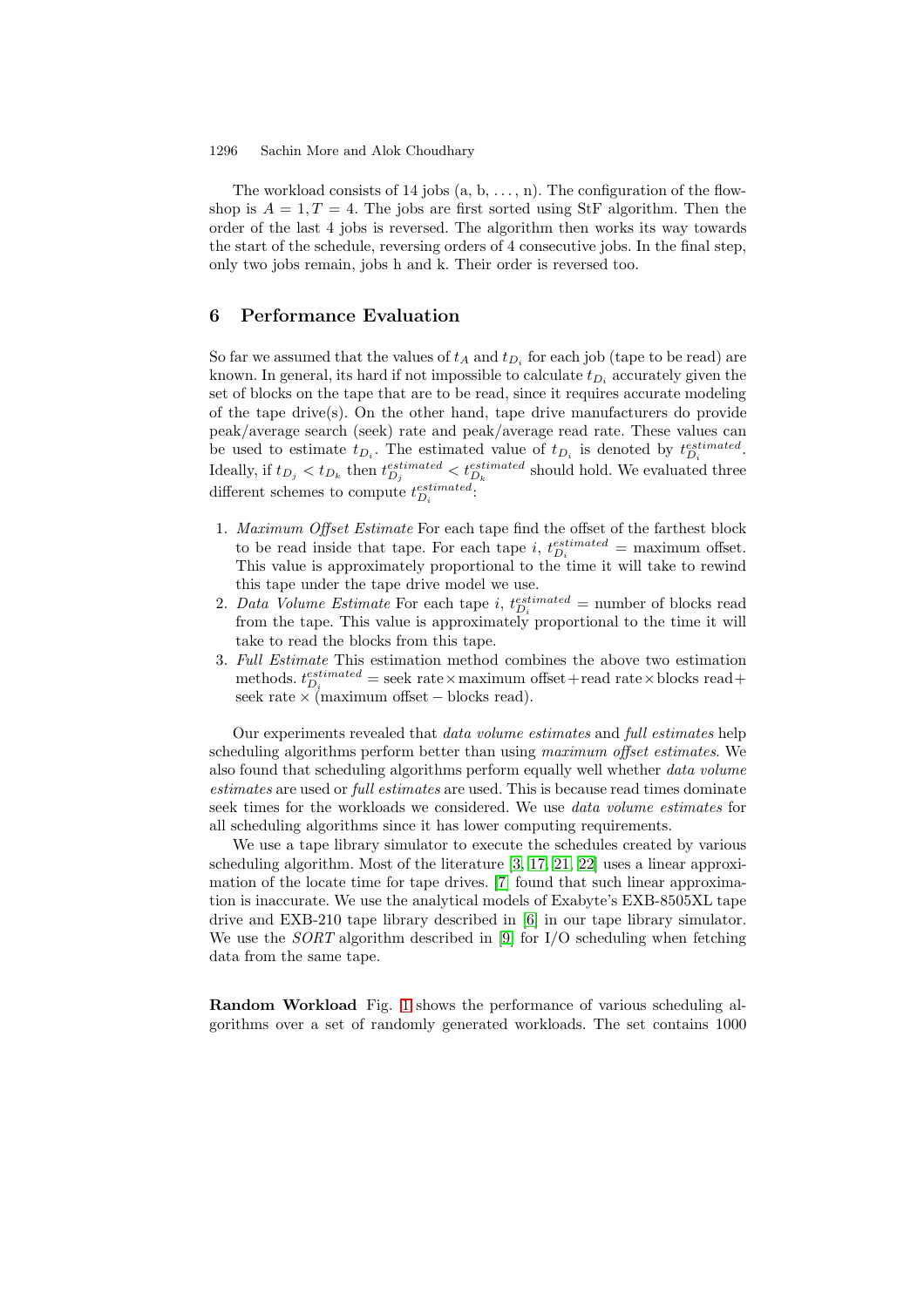The workload consists of 14 jobs (a, b, ..., n). The configuration of the flowshop is $A = 1, T = 4$. The jobs are first sorted using StF algorithm. Then the order of the last 4 jobs is reversed. The algorithm then works its way towards the start of the schedule, reversing orders of 4 consecutive jobs. In the final step, only two jobs remain, jobs h and k. Their order is reversed too.

## 6 Performance Evaluation

So far we assumed that the values of $t_A$ and $t_{D_i}$ for each job (tape to be read) are known. In general, its hard if not impossible to calculate $t_{D_i}$ accurately given the set of blocks on the tape that are to be read, since it requires accurate modeling of the tape drive(s). On the other hand, tape drive manufacturers do provide peak/average search (seek) rate and peak/average read rate. These values can be used to estimate $t_{D_i}$. The estimated value of $t_{D_i}$ is denoted by $t_{D_i}^{estimated}$. Ideally, if $t_{D_j} < t_{D_k}$ then $t_{D_j}^{estimated} < t_{D_k}^{estimated}$ should hold. We evaluated three different schemes to compute $t_{D_i}^{estimated}$:

1. *Maximum Offset Estimate* For each tape find the offset of the farthest block to be read inside that tape. For each tape $i$, $t_{D_i}^{estimated}$ = maximum offset. This value is approximately proportional to the time it will take to rewind this tape under the tape drive model we use.
2. *Data Volume Estimate* For each tape $i$, $t_{D_i}^{estimated}$ = number of blocks read from the tape. This value is approximately proportional to the time it will take to read the blocks from this tape.
3. *Full Estimate* This estimation method combines the above two estimation methods. $t_{D_i}^{estimated} = \text{seek rate} \times \text{maximum offset} + \text{read rate} \times \text{blocks read} + \text{seek rate} \times (\text{maximum offset} - \text{blocks read})$.

Our experiments revealed that *data volume estimates* and *full estimates* help scheduling algorithms perform better than using *maximum offset estimates*. We also found that scheduling algorithms perform equally well whether *data volume estimates* are used or *full estimates* are used. This is because read times dominate seek times for the workloads we considered. We use *data volume estimates* for all scheduling algorithms since it has lower computing requirements.

We use a tape library simulator to execute the schedules created by various scheduling algorithm. Most of the literature [3, 17, 21, 22] uses a linear approximation of the locate time for tape drives. [7] found that such linear approximation is inaccurate. We use the analytical models of Exabyte's EXB-8505XL tape drive and EXB-210 tape library described in [6] in our tape library simulator. We use the *SORT* algorithm described in [9] for I/O scheduling when fetching data from the same tape.

**Random Workload** Fig. 1 shows the performance of various scheduling algorithms over a set of randomly generated workloads. The set contains 1000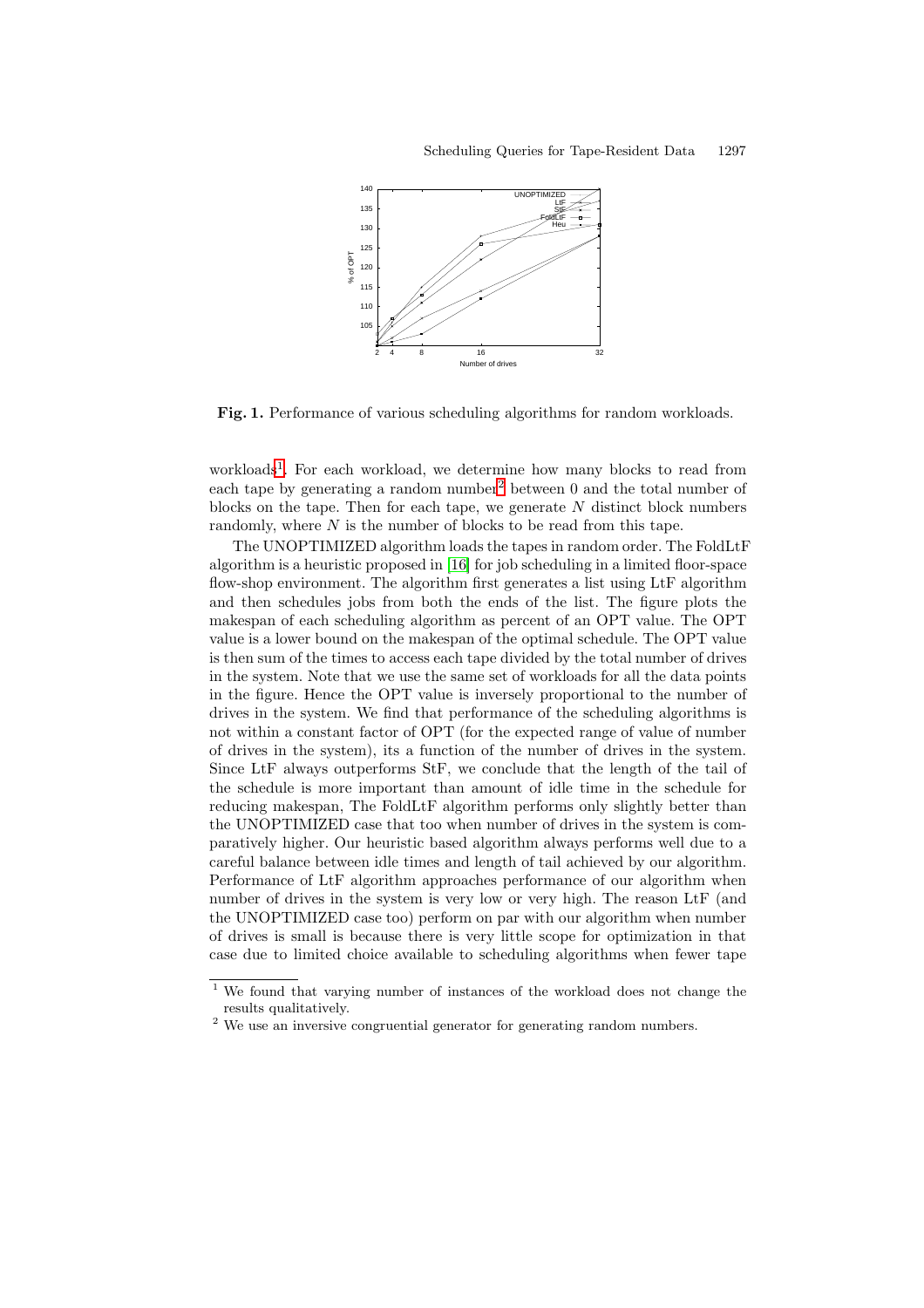Fig. 1. Performance of various scheduling algorithms for random workloads.

workloads[1]. For each workload, we determine how many blocks to read from each tape by generating a random number[2] between 0 and the total number of blocks on the tape. Then for each tape, we generate $N$ distinct block numbers randomly, where $N$ is the number of blocks to be read from this tape.

The UNOPTIMIZED algorithm loads the tapes in random order. The FoldLtF algorithm is a heuristic proposed in [16] for job scheduling in a limited floor-space flow-shop environment. The algorithm first generates a list using LtF algorithm and then schedules jobs from both the ends of the list. The figure plots the makespan of each scheduling algorithm as percent of an OPT value. The OPT value is a lower bound on the makespan of the optimal schedule. The OPT value is then sum of the times to access each tape divided by the total number of drives in the system. Note that we use the same set of workloads for all the data points in the figure. Hence the OPT value is inversely proportional to the number of drives in the system. We find that performance of the scheduling algorithms is not within a constant factor of OPT (for the expected range of value of number of drives in the system), its a function of the number of drives in the system. Since LtF always outperforms StF, we conclude that the length of the tail of the schedule is more important than amount of idle time in the schedule for reducing makespan, The FoldLtF algorithm performs only slightly better than the UNOPTIMIZED case that too when number of drives in the system is comparatively higher. Our heuristic based algorithm always performs well due to a careful balance between idle times and length of tail achieved by our algorithm. Performance of LtF algorithm approaches performance of our algorithm when number of drives in the system is very low or very high. The reason LtF (and the UNOPTIMIZED case too) perform on par with our algorithm when number of drives is small is because there is very little scope for optimization in that case due to limited choice available to scheduling algorithms when fewer tape

---

[1] We found that varying number of instances of the workload does not change the results qualitatively.

[2] We use an inversive congruential generator for generating random numbers.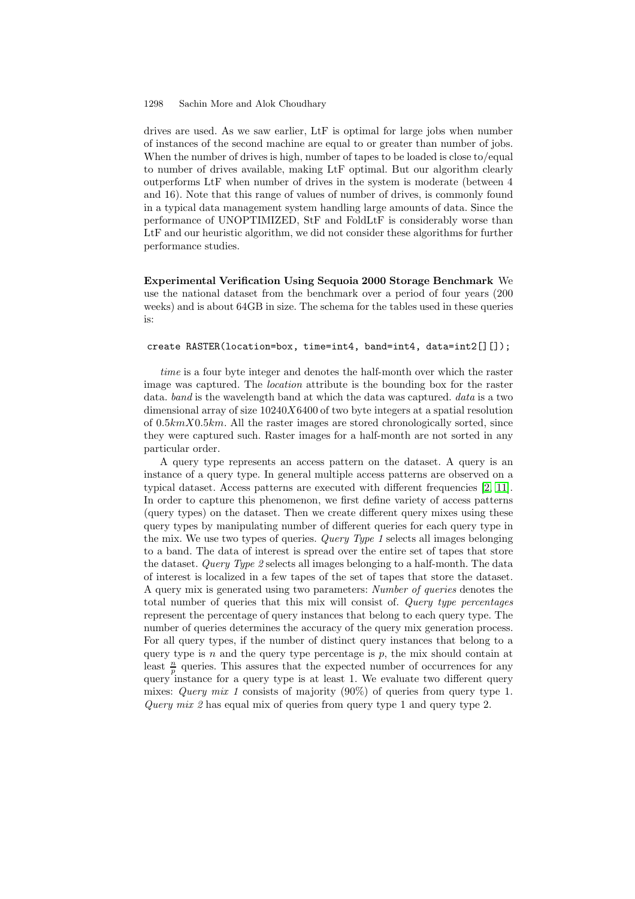drives are used. As we saw earlier, LtF is optimal for large jobs when number of instances of the second machine are equal to or greater than number of jobs. When the number of drives is high, number of tapes to be loaded is close to/equal to number of drives available, making LtF optimal. But our algorithm clearly outperforms LtF when number of drives in the system is moderate (between 4 and 16). Note that this range of values of number of drives, is commonly found in a typical data management system handling large amounts of data. Since the performance of UNOPTIMIZED, StF and FoldLtF is considerably worse than LtF and our heuristic algorithm, we did not consider these algorithms for further performance studies.

**Experimental Verification Using Sequoia 2000 Storage Benchmark** We use the national dataset from the benchmark over a period of four years (200 weeks) and is about 64GB in size. The schema for the tables used in these queries is:

```
create RASTER(location=box, time=int4, band=int4, data=int2[][]);
```

*time* is a four byte integer and denotes the half-month over which the raster image was captured. The *location* attribute is the bounding box for the raster data. *band* is the wavelength band at which the data was captured. *data* is a two dimensional array of size $10240X6400$ of two byte integers at a spatial resolution of $0.5kmX0.5km$. All the raster images are stored chronologically sorted, since they were captured such. Raster images for a half-month are not sorted in any particular order.

A query type represents an access pattern on the dataset. A query is an instance of a query type. In general multiple access patterns are observed on a typical dataset. Access patterns are executed with different frequencies [2, 11]. In order to capture this phenomenon, we first define variety of access patterns (query types) on the dataset. Then we create different query mixes using these query types by manipulating number of different queries for each query type in the mix. We use two types of queries. *Query Type 1* selects all images belonging to a band. The data of interest is spread over the entire set of tapes that store the dataset. *Query Type 2* selects all images belonging to a half-month. The data of interest is localized in a few tapes of the set of tapes that store the dataset. A query mix is generated using two parameters: *Number of queries* denotes the total number of queries that this mix will consist of. *Query type percentages* represent the percentage of query instances that belong to each query type. The number of queries determines the accuracy of the query mix generation process. For all query types, if the number of distinct query instances that belong to a query type is $n$ and the query type percentage is $p$, the mix should contain at least $\frac{n}{p}$ queries. This assures that the expected number of occurrences for any query instance for a query type is at least 1. We evaluate two different query mixes: *Query mix 1* consists of majority (90%) of queries from query type 1. *Query mix 2* has equal mix of queries from query type 1 and query type 2.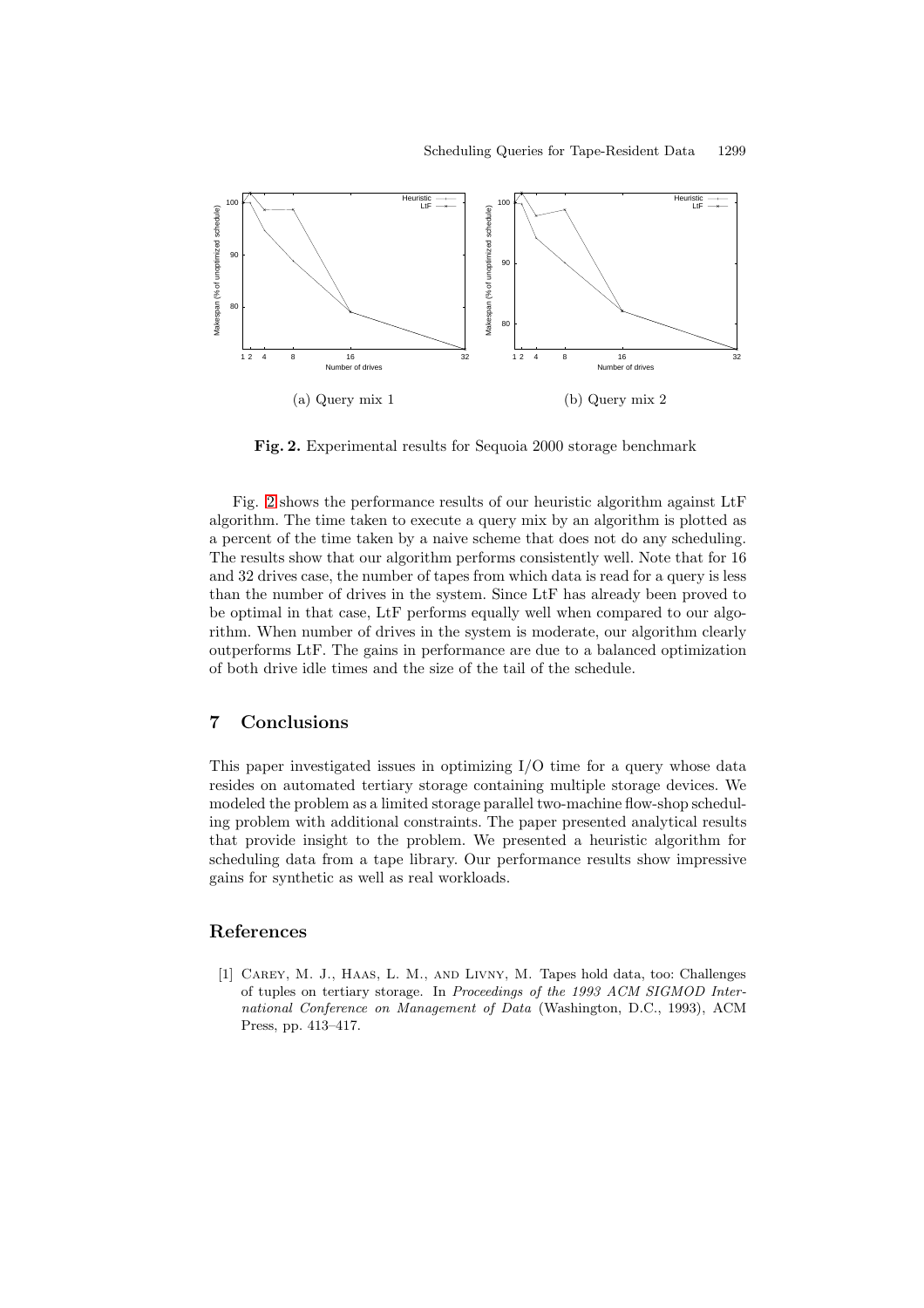(a) Query mix 1

(b) Query mix 2

**Fig. 2.** Experimental results for Sequoia 2000 storage benchmark

Fig. 2 shows the performance results of our heuristic algorithm against LtF algorithm. The time taken to execute a query mix by an algorithm is plotted as a percent of the time taken by a naive scheme that does not do any scheduling. The results show that our algorithm performs consistently well. Note that for 16 and 32 drives case, the number of tapes from which data is read for a query is less than the number of drives in the system. Since LtF has already been proved to be optimal in that case, LtF performs equally well when compared to our algorithm. When number of drives in the system is moderate, our algorithm clearly outperforms LtF. The gains in performance are due to a balanced optimization of both drive idle times and the size of the tail of the schedule.

## 7 Conclusions

This paper investigated issues in optimizing I/O time for a query whose data resides on automated tertiary storage containing multiple storage devices. We modeled the problem as a limited storage parallel two-machine flow-shop scheduling problem with additional constraints. The paper presented analytical results that provide insight to the problem. We presented a heuristic algorithm for scheduling data from a tape library. Our performance results show impressive gains for synthetic as well as real workloads.

## References

[1] Carey, M. J., Haas, L. M., and Livny, M. Tapes hold data, too: Challenges of tuples on tertiary storage. In *Proceedings of the 1993 ACM SIGMOD International Conference on Management of Data* (Washington, D.C., 1993), ACM Press, pp. 413–417.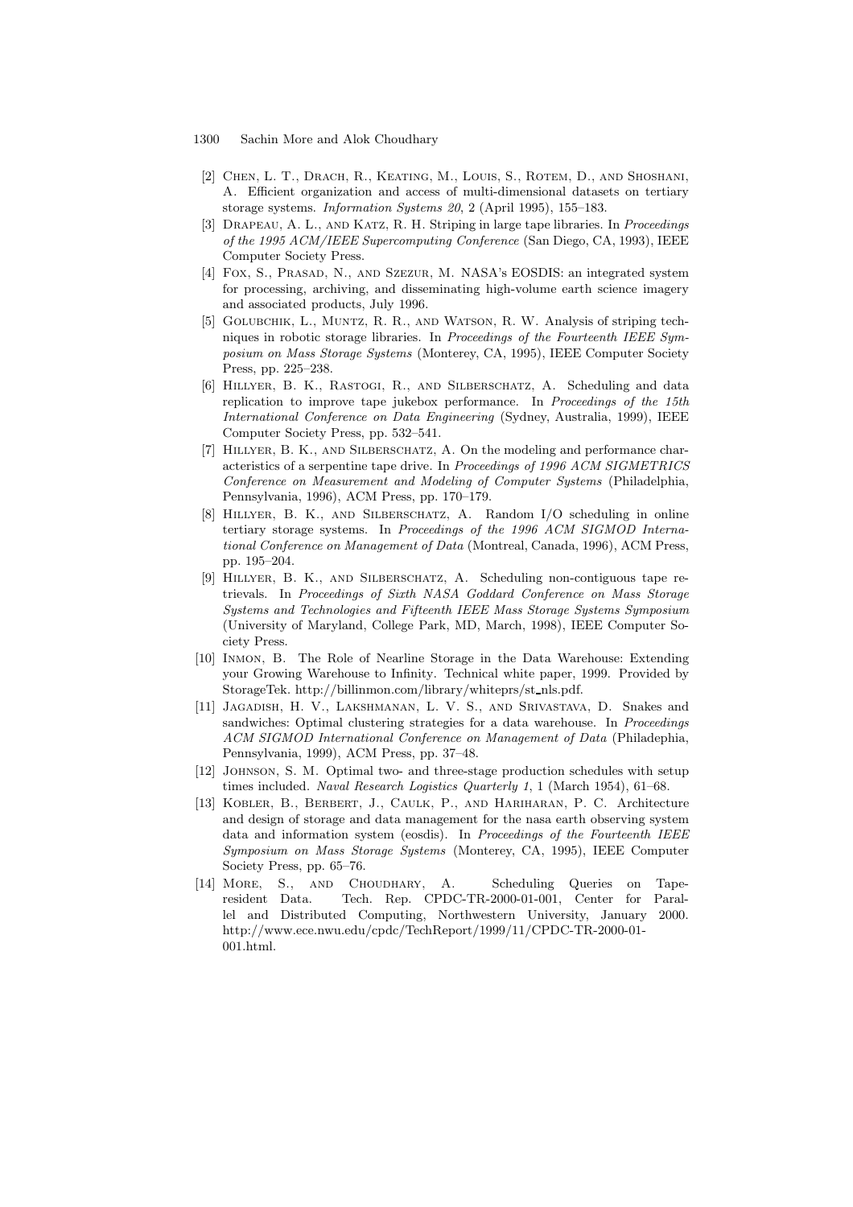[2] Chen, L. T., Drach, R., Keating, M., Louis, S., Rotem, D., and Shoshani, A. Efficient organization and access of multi-dimensional datasets on tertiary storage systems. *Information Systems 20*, 2 (April 1995), 155–183.

[3] Drapeau, A. L., and Katz, R. H. Striping in large tape libraries. In *Proceedings of the 1995 ACM/IEEE Supercomputing Conference* (San Diego, CA, 1993), IEEE Computer Society Press.

[4] Fox, S., Prasad, N., and Szezur, M. NASA's EOSDIS: an integrated system for processing, archiving, and disseminating high-volume earth science imagery and associated products, July 1996.

[5] Golubchik, L., Muntz, R. R., and Watson, R. W. Analysis of striping techniques in robotic storage libraries. In *Proceedings of the Fourteenth IEEE Symposium on Mass Storage Systems* (Monterey, CA, 1995), IEEE Computer Society Press, pp. 225–238.

[6] Hillyer, B. K., Rastogi, R., and Silberschatz, A. Scheduling and data replication to improve tape jukebox performance. In *Proceedings of the 15th International Conference on Data Engineering* (Sydney, Australia, 1999), IEEE Computer Society Press, pp. 532–541.

[7] Hillyer, B. K., and Silberschatz, A. On the modeling and performance characteristics of a serpentine tape drive. In *Proceedings of 1996 ACM SIGMETRICS Conference on Measurement and Modeling of Computer Systems* (Philadelphia, Pennsylvania, 1996), ACM Press, pp. 170–179.

[8] Hillyer, B. K., and Silberschatz, A. Random I/O scheduling in online tertiary storage systems. In *Proceedings of the 1996 ACM SIGMOD International Conference on Management of Data* (Montreal, Canada, 1996), ACM Press, pp. 195–204.

[9] Hillyer, B. K., and Silberschatz, A. Scheduling non-contiguous tape retrievals. In *Proceedings of Sixth NASA Goddard Conference on Mass Storage Systems and Technologies and Fifteenth IEEE Mass Storage Systems Symposium* (University of Maryland, College Park, MD, March, 1998), IEEE Computer Society Press.

[10] Inmon, B. The Role of Nearline Storage in the Data Warehouse: Extending your Growing Warehouse to Infinity. Technical white paper, 1999. Provided by StorageTek. http://billinmon.com/library/whiteprs/st_nls.pdf.

[11] Jagadish, H. V., Lakshmanan, L. V. S., and Srivastava, D. Snakes and sandwiches: Optimal clustering strategies for a data warehouse. In *Proceedings ACM SIGMOD International Conference on Management of Data* (Philadephia, Pennsylvania, 1999), ACM Press, pp. 37–48.

[12] Johnson, S. M. Optimal two- and three-stage production schedules with setup times included. *Naval Research Logistics Quarterly 1*, 1 (March 1954), 61–68.

[13] Kobler, B., Berbert, J., Caulk, P., and Hariharan, P. C. Architecture and design of storage and data management for the nasa earth observing system data and information system (eosdis). In *Proceedings of the Fourteenth IEEE Symposium on Mass Storage Systems* (Monterey, CA, 1995), IEEE Computer Society Press, pp. 65–76.

[14] More, S., and Choudhary, A. Scheduling Queries on Tape-resident Data. Tech. Rep. CPDC-TR-2000-01-001, Center for Parallel and Distributed Computing, Northwestern University, January 2000. http://www.ece.nwu.edu/cpdc/TechReport/1999/11/CPDC-TR-2000-01-001.html.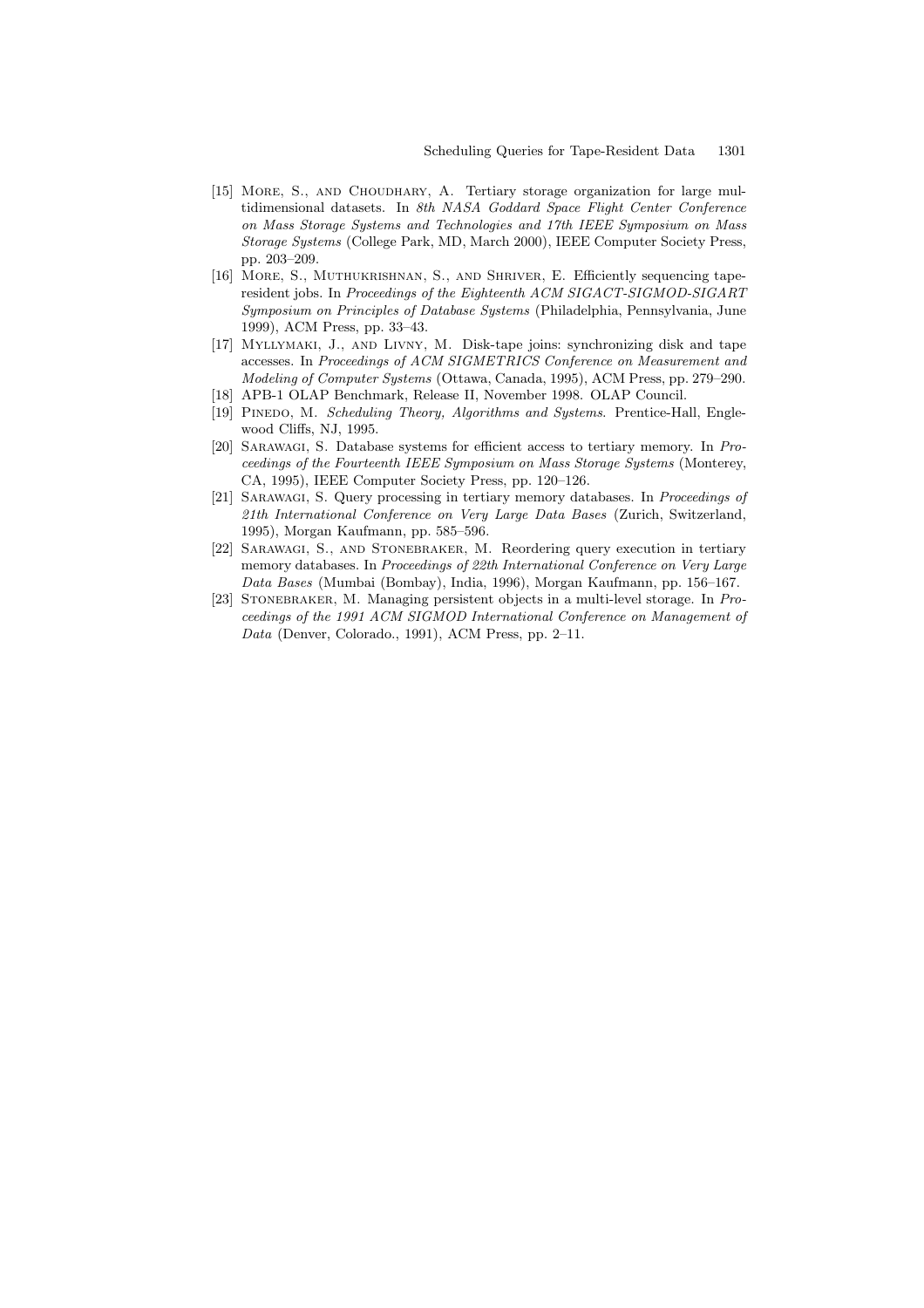[15] More, S., and Choudhary, A. Tertiary storage organization for large multidimensional datasets. In *8th NASA Goddard Space Flight Center Conference on Mass Storage Systems and Technologies and 17th IEEE Symposium on Mass Storage Systems* (College Park, MD, March 2000), IEEE Computer Society Press, pp. 203–209.

[16] More, S., Muthukrishnan, S., and Shriver, E. Efficiently sequencing tape-resident jobs. In *Proceedings of the Eighteenth ACM SIGACT-SIGMOD-SIGART Symposium on Principles of Database Systems* (Philadelphia, Pennsylvania, June 1999), ACM Press, pp. 33–43.

[17] Myllymaki, J., and Livny, M. Disk-tape joins: synchronizing disk and tape accesses. In *Proceedings of ACM SIGMETRICS Conference on Measurement and Modeling of Computer Systems* (Ottawa, Canada, 1995), ACM Press, pp. 279–290.

[18] APB-1 OLAP Benchmark, Release II, November 1998. OLAP Council.

[19] Pinedo, M. *Scheduling Theory, Algorithms and Systems*. Prentice-Hall, Englewood Cliffs, NJ, 1995.

[20] Sarawagi, S. Database systems for efficient access to tertiary memory. In *Proceedings of the Fourteenth IEEE Symposium on Mass Storage Systems* (Monterey, CA, 1995), IEEE Computer Society Press, pp. 120–126.

[21] Sarawagi, S. Query processing in tertiary memory databases. In *Proceedings of 21th International Conference on Very Large Data Bases* (Zurich, Switzerland, 1995), Morgan Kaufmann, pp. 585–596.

[22] Sarawagi, S., and Stonebraker, M. Reordering query execution in tertiary memory databases. In *Proceedings of 22th International Conference on Very Large Data Bases* (Mumbai (Bombay), India, 1996), Morgan Kaufmann, pp. 156–167.

[23] Stonebraker, M. Managing persistent objects in a multi-level storage. In *Proceedings of the 1991 ACM SIGMOD International Conference on Management of Data* (Denver, Colorado., 1991), ACM Press, pp. 2–11.